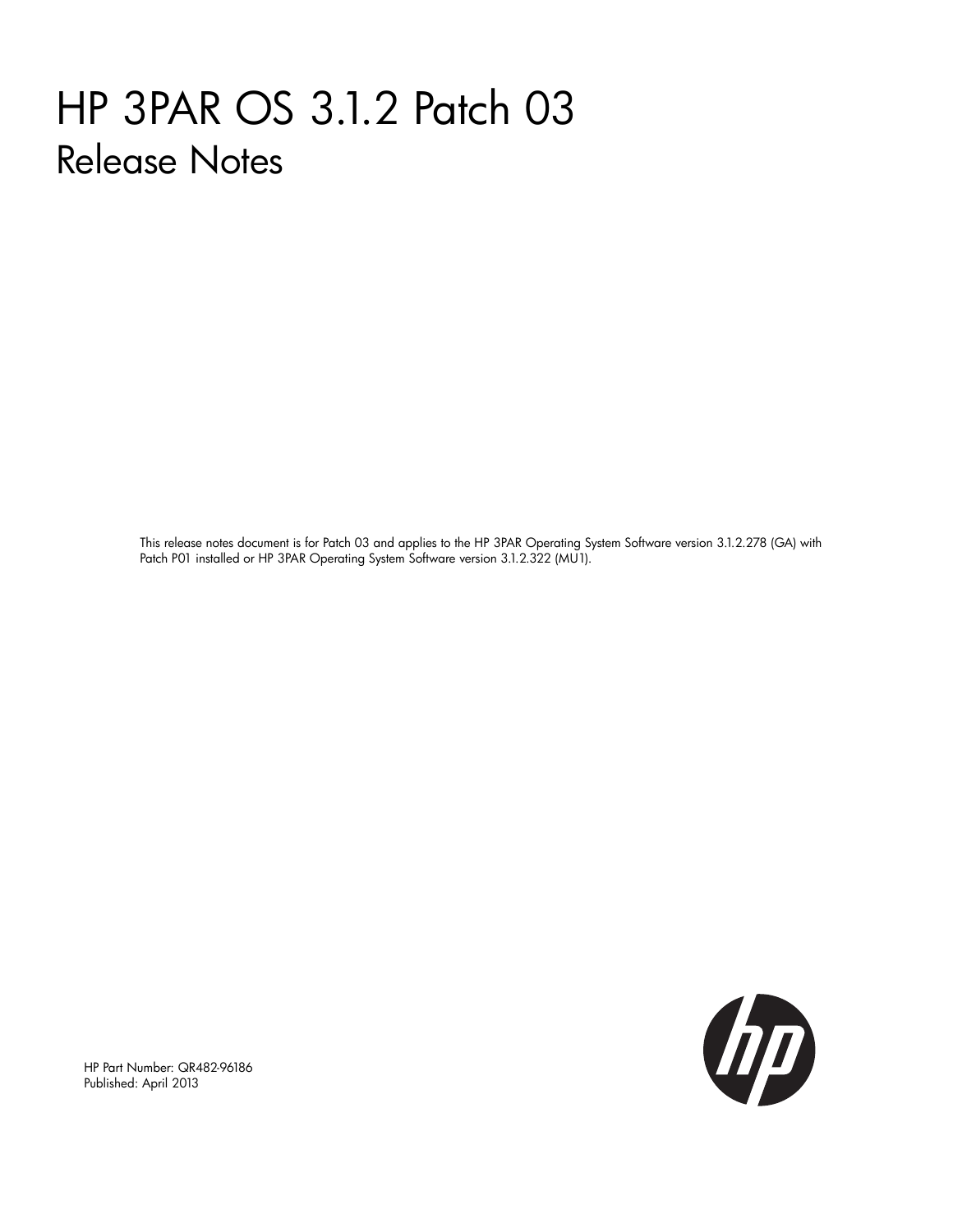# HP 3PAR OS 3.1.2 Patch 03

## Release Notes

This release notes document is for Patch 03 and applies to the HP 3PAR Operating System Software version 3.1.2.278 (GA) with Patch P01 installed or HP 3PAR Operating System Software version 3.1.2.322 (MU1).

HP Part Number: QR482-96186
Published: April 2013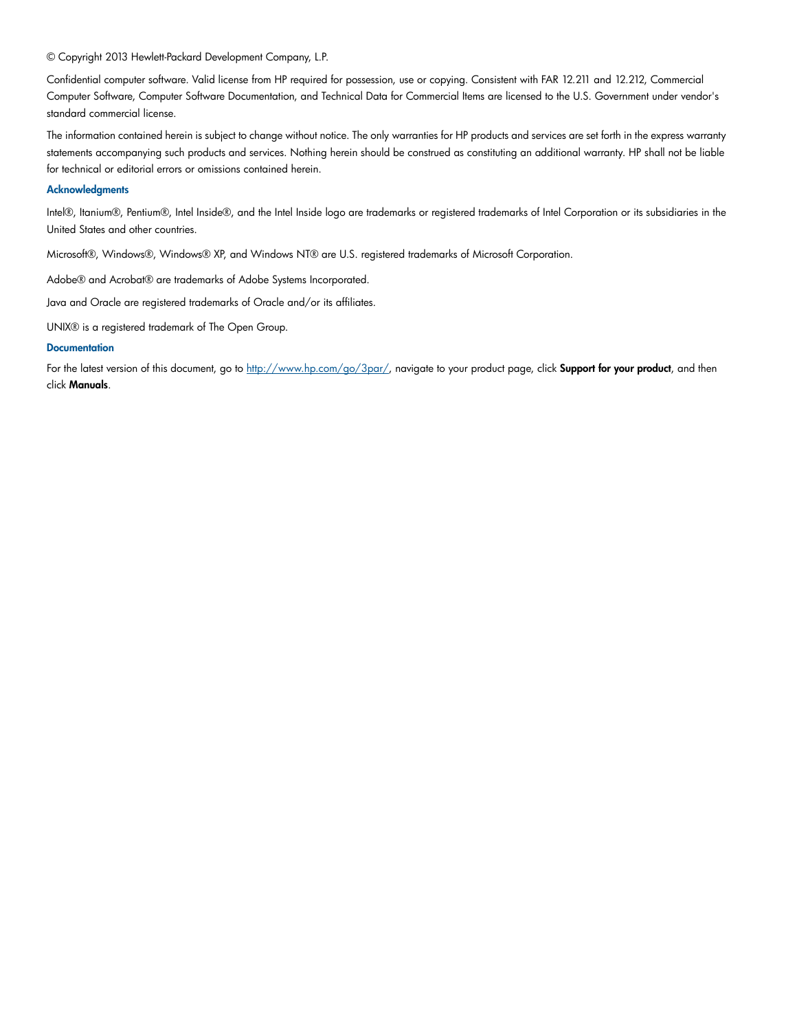© Copyright 2013 Hewlett-Packard Development Company, L.P.

Confidential computer software. Valid license from HP required for possession, use or copying. Consistent with FAR 12.211 and 12.212, Commercial Computer Software, Computer Software Documentation, and Technical Data for Commercial Items are licensed to the U.S. Government under vendor's standard commercial license.

The information contained herein is subject to change without notice. The only warranties for HP products and services are set forth in the express warranty statements accompanying such products and services. Nothing herein should be construed as constituting an additional warranty. HP shall not be liable for technical or editorial errors or omissions contained herein.

### Acknowledgments

Intel®, Itanium®, Pentium®, Intel Inside®, and the Intel Inside logo are trademarks or registered trademarks of Intel Corporation or its subsidiaries in the United States and other countries.

Microsoft®, Windows®, Windows® XP, and Windows NT® are U.S. registered trademarks of Microsoft Corporation.

Adobe® and Acrobat® are trademarks of Adobe Systems Incorporated.

Java and Oracle are registered trademarks of Oracle and/or its affiliates.

UNIX® is a registered trademark of The Open Group.

### Documentation

For the latest version of this document, go to http://www.hp.com/go/3par/, navigate to your product page, click **Support for your product**, and then click **Manuals**.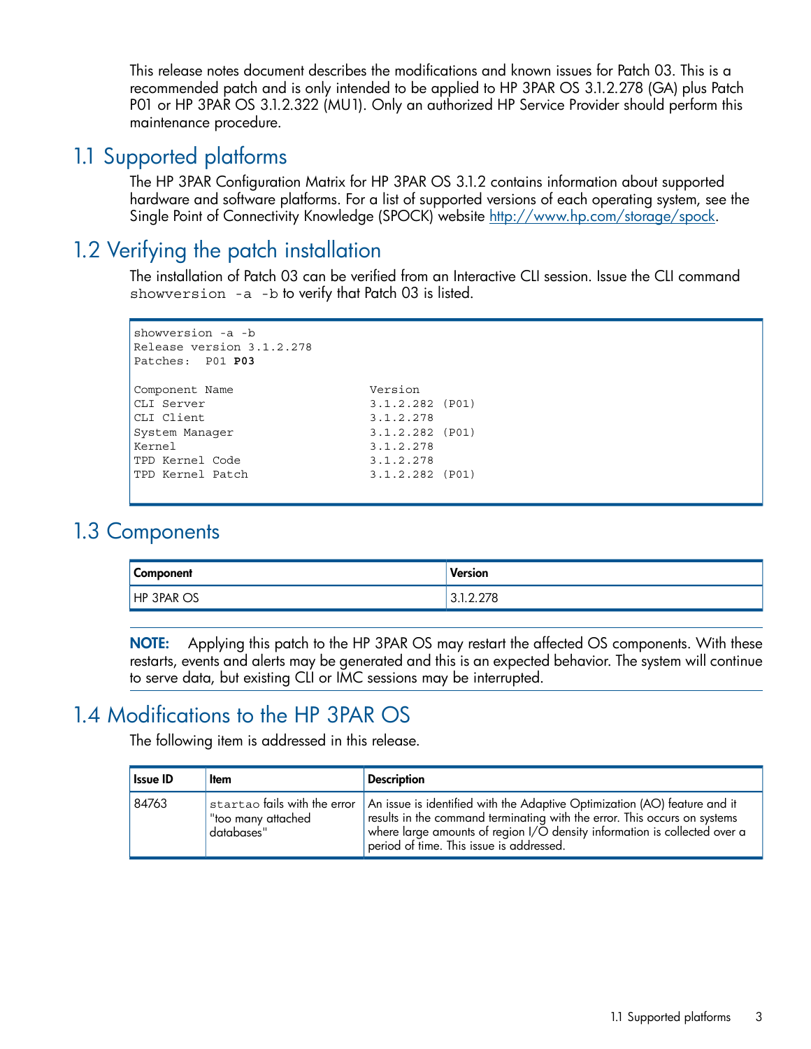This release notes document describes the modifications and known issues for Patch 03. This is a recommended patch and is only intended to be applied to HP 3PAR OS 3.1.2.278 (GA) plus Patch P01 or HP 3PAR OS 3.1.2.322 (MU1). Only an authorized HP Service Provider should perform this maintenance procedure.

## 1.1 Supported platforms

The HP 3PAR Configuration Matrix for HP 3PAR OS 3.1.2 contains information about supported hardware and software platforms. For a list of supported versions of each operating system, see the Single Point of Connectivity Knowledge (SPOCK) website http://www.hp.com/storage/spock.

## 1.2 Verifying the patch installation

The installation of Patch 03 can be verified from an Interactive CLI session. Issue the CLI command `showversion -a -b` to verify that Patch 03 is listed.

```
showversion -a -b
Release version 3.1.2.278
Patches:  P01 P03

Component Name                    Version
CLI Server                        3.1.2.282 (P01)
CLI Client                        3.1.2.278
System Manager                    3.1.2.282 (P01)
Kernel                            3.1.2.278
TPD Kernel Code                   3.1.2.278
TPD Kernel Patch                  3.1.2.282 (P01)
```

## 1.3 Components

| Component | Version |
|---|---|
| HP 3PAR OS | 3.1.2.278 |

**NOTE:** Applying this patch to the HP 3PAR OS may restart the affected OS components. With these restarts, events and alerts may be generated and this is an expected behavior. The system will continue to serve data, but existing CLI or IMC sessions may be interrupted.

## 1.4 Modifications to the HP 3PAR OS

The following item is addressed in this release.

| Issue ID | Item | Description |
|---|---|---|
| 84763 | `startao` fails with the error "too many attached databases" | An issue is identified with the Adaptive Optimization (AO) feature and it results in the command terminating with the error. This occurs on systems where large amounts of region I/O density information is collected over a period of time. This issue is addressed. |